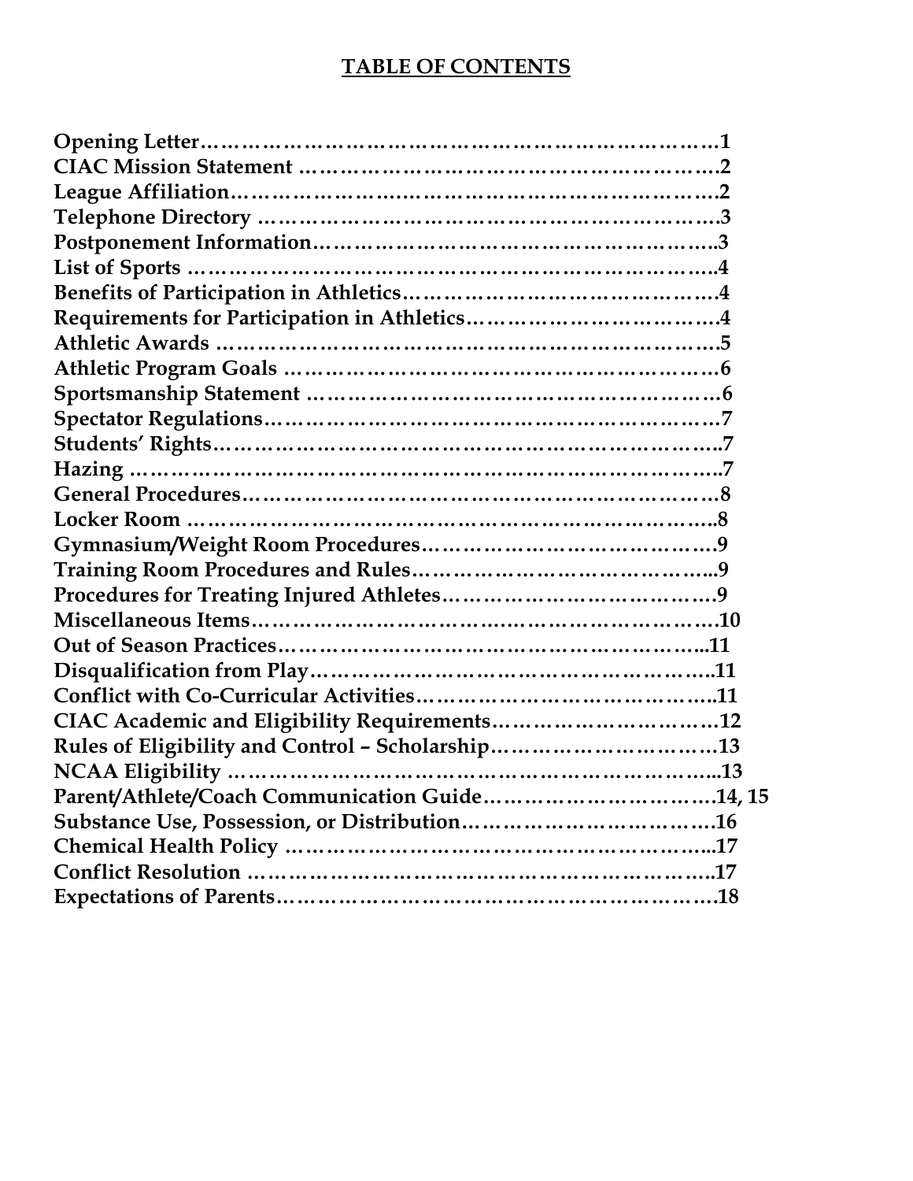# TABLE OF CONTENTS

**Opening Letter……………………………………………………………………1**
**CIAC Mission Statement ……………………………………………………2**
**League Affiliation……………………………………………………………2**
**Telephone Directory …………………………………………………………3**
**Postponement Information…………………………………………………..3**
**List of Sports …………………………………………………………………..4**
**Benefits of Participation in Athletics………………………………………4**
**Requirements for Participation in Athletics………………………………4**
**Athletic Awards ………………………………………………………………5**
**Athletic Program Goals ……………………………………………………6**
**Sportsmanship Statement …………………………………………………6**
**Spectator Regulations………………………………………………………7**
**Students' Rights……………………………………………………………….7**
**Hazing …………………………………………………………………………..7**
**General Procedures…………………………………………………………8**
**Locker Room ……………………………………………………………………..8**
**Gymnasium/Weight Room Procedures……………………………………9**
**Training Room Procedures and Rules……………………………………...9**
**Procedures for Treating Injured Athletes…………………………………9**
**Miscellaneous Items…………………………………………………………10**
**Out of Season Practices……………………………………………………..11**
**Disqualification from Play…………………………………………………..11**
**Conflict with Co-Curricular Activities……………………………………..11**
**CIAC Academic and Eligibility Requirements……………………………12**
**Rules of Eligibility and Control – Scholarship……………………………13**
**NCAA Eligibility ………………………………………………………………..13**
**Parent/Athlete/Coach Communication Guide……………………………14, 15**
**Substance Use, Possession, or Distribution………………………………16**
**Chemical Health Policy …………………………………………………….....17**
**Conflict Resolution ……………………………………………………………..17**
**Expectations of Parents……………………………………………………….18**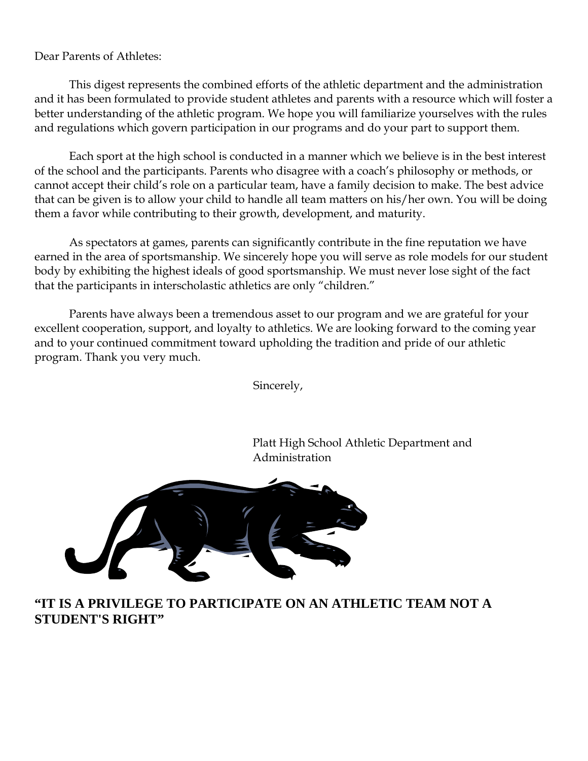Dear Parents of Athletes:

This digest represents the combined efforts of the athletic department and the administration and it has been formulated to provide student athletes and parents with a resource which will foster a better understanding of the athletic program. We hope you will familiarize yourselves with the rules and regulations which govern participation in our programs and do your part to support them.

Each sport at the high school is conducted in a manner which we believe is in the best interest of the school and the participants. Parents who disagree with a coach's philosophy or methods, or cannot accept their child's role on a particular team, have a family decision to make. The best advice that can be given is to allow your child to handle all team matters on his/her own. You will be doing them a favor while contributing to their growth, development, and maturity.

As spectators at games, parents can significantly contribute in the fine reputation we have earned in the area of sportsmanship. We sincerely hope you will serve as role models for our student body by exhibiting the highest ideals of good sportsmanship. We must never lose sight of the fact that the participants in interscholastic athletics are only "children."

Parents have always been a tremendous asset to our program and we are grateful for your excellent cooperation, support, and loyalty to athletics. We are looking forward to the coming year and to your continued commitment toward upholding the tradition and pride of our athletic program. Thank you very much.

Sincerely,

Platt High School Athletic Department and Administration

**"IT IS A PRIVILEGE TO PARTICIPATE ON AN ATHLETIC TEAM NOT A STUDENT'S RIGHT"**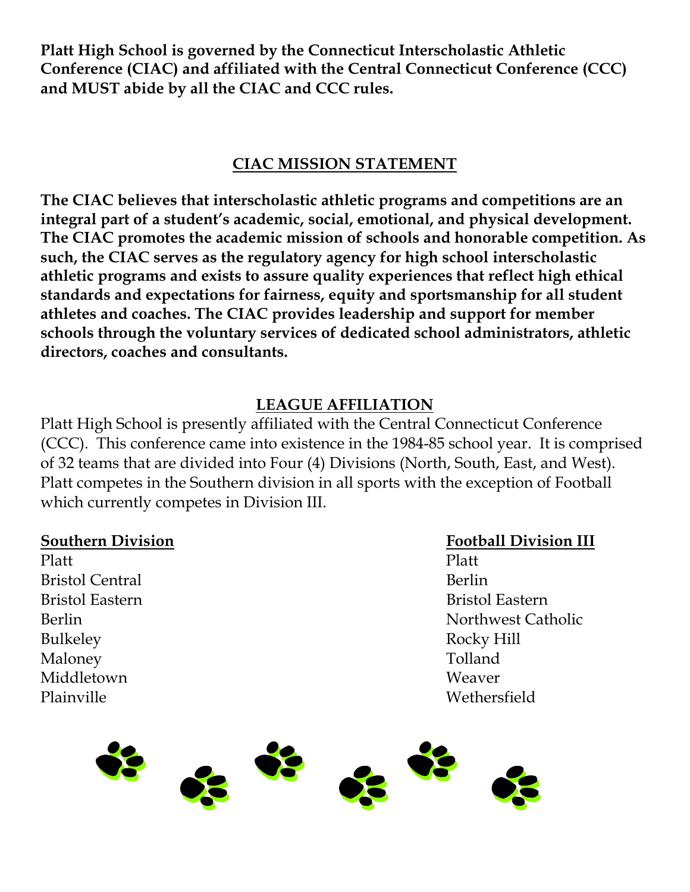**Platt High School is governed by the Connecticut Interscholastic Athletic Conference (CIAC) and affiliated with the Central Connecticut Conference (CCC) and MUST abide by all the CIAC and CCC rules.**

## CIAC MISSION STATEMENT

**The CIAC believes that interscholastic athletic programs and competitions are an integral part of a student's academic, social, emotional, and physical development. The CIAC promotes the academic mission of schools and honorable competition. As such, the CIAC serves as the regulatory agency for high school interscholastic athletic programs and exists to assure quality experiences that reflect high ethical standards and expectations for fairness, equity and sportsmanship for all student athletes and coaches. The CIAC provides leadership and support for member schools through the voluntary services of dedicated school administrators, athletic directors, coaches and consultants.**

## LEAGUE AFFILIATION

Platt High School is presently affiliated with the Central Connecticut Conference (CCC). This conference came into existence in the 1984-85 school year. It is comprised of 32 teams that are divided into Four (4) Divisions (North, South, East, and West). Platt competes in the Southern division in all sports with the exception of Football which currently competes in Division III.

**Southern Division**

- Platt
- Bristol Central
- Bristol Eastern
- Berlin
- Bulkeley
- Maloney
- Middletown
- Plainville

**Football Division III**

- Platt
- Berlin
- Bristol Eastern
- Northwest Catholic
- Rocky Hill
- Tolland
- Weaver
- Wethersfield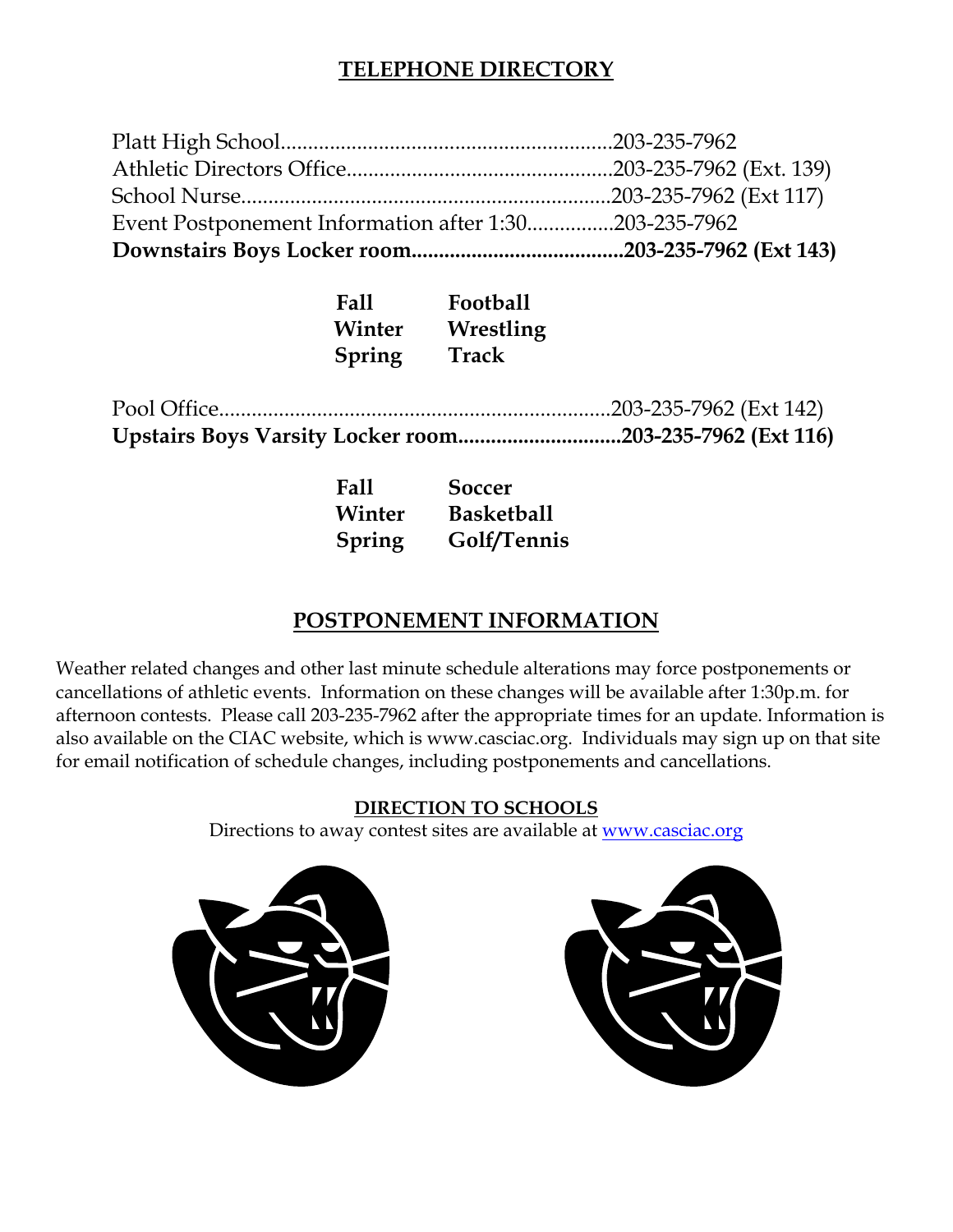## TELEPHONE DIRECTORY

Platt High School............................................................203-235-7962
Athletic Directors Office................................................203-235-7962 (Ext. 139)
School Nurse...................................................................203-235-7962 (Ext 117)
Event Postponement Information after 1:30................203-235-7962
**Downstairs Boys Locker room.......................................203-235-7962 (Ext 143)**

| | |
|---|---|
| **Fall** | **Football** |
| **Winter** | **Wrestling** |
| **Spring** | **Track** |

Pool Office.......................................................................203-235-7962 (Ext 142)
**Upstairs Boys Varsity Locker room.............................203-235-7962 (Ext 116)**

| | |
|---|---|
| **Fall** | **Soccer** |
| **Winter** | **Basketball** |
| **Spring** | **Golf/Tennis** |

## POSTPONEMENT INFORMATION

Weather related changes and other last minute schedule alterations may force postponements or cancellations of athletic events. Information on these changes will be available after 1:30p.m. for afternoon contests. Please call 203-235-7962 after the appropriate times for an update. Information is also available on the CIAC website, which is www.casciac.org. Individuals may sign up on that site for email notification of schedule changes, including postponements and cancellations.

### DIRECTION TO SCHOOLS

Directions to away contest sites are available at www.casciac.org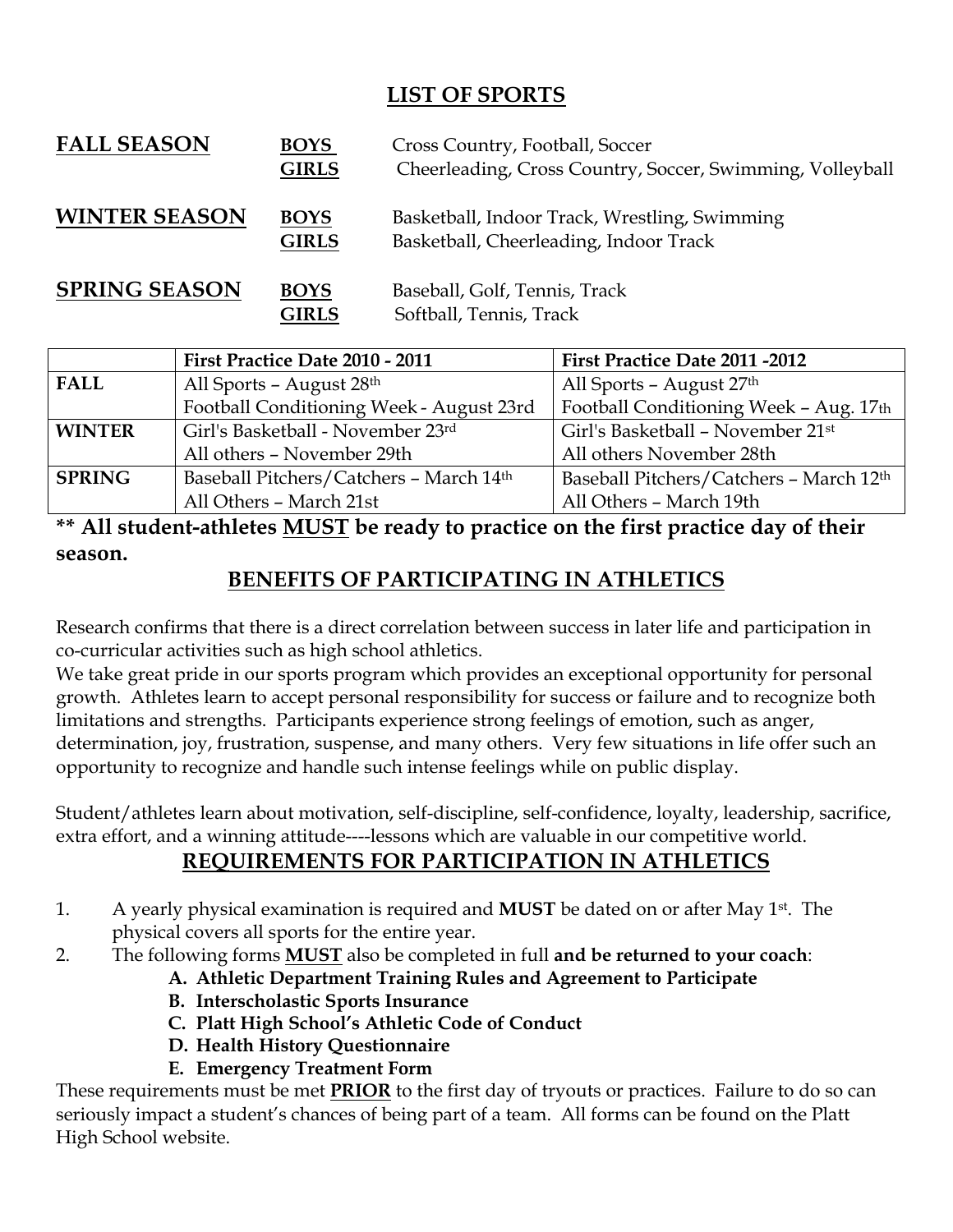## LIST OF SPORTS

| | | |
|---|---|---|
| **FALL SEASON** | **BOYS** | Cross Country, Football, Soccer |
| | **GIRLS** | Cheerleading, Cross Country, Soccer, Swimming, Volleyball |
| **WINTER SEASON** | **BOYS** | Basketball, Indoor Track, Wrestling, Swimming |
| | **GIRLS** | Basketball, Cheerleading, Indoor Track |
| **SPRING SEASON** | **BOYS** | Baseball, Golf, Tennis, Track |
| | **GIRLS** | Softball, Tennis, Track |

| | First Practice Date 2010 - 2011 | First Practice Date 2011 -2012 |
|---|---|---|
| **FALL** | All Sports – August 28th<br>Football Conditioning Week - August 23rd | All Sports – August 27th<br>Football Conditioning Week – Aug. 17th |
| **WINTER** | Girl's Basketball - November 23rd<br>All others – November 29th | Girl's Basketball – November 21st<br>All others November 28th |
| **SPRING** | Baseball Pitchers/Catchers – March 14th<br>All Others – March 21st | Baseball Pitchers/Catchers – March 12th<br>All Others – March 19th |

**\*\* All student-athletes MUST be ready to practice on the first practice day of their season.**

## BENEFITS OF PARTICIPATING IN ATHLETICS

Research confirms that there is a direct correlation between success in later life and participation in co-curricular activities such as high school athletics.

We take great pride in our sports program which provides an exceptional opportunity for personal growth. Athletes learn to accept personal responsibility for success or failure and to recognize both limitations and strengths. Participants experience strong feelings of emotion, such as anger, determination, joy, frustration, suspense, and many others. Very few situations in life offer such an opportunity to recognize and handle such intense feelings while on public display.

Student/athletes learn about motivation, self-discipline, self-confidence, loyalty, leadership, sacrifice, extra effort, and a winning attitude----lessons which are valuable in our competitive world.

## REQUIREMENTS FOR PARTICIPATION IN ATHLETICS

1. A yearly physical examination is required and **MUST** be dated on or after May 1st. The physical covers all sports for the entire year.
2. The following forms **MUST** also be completed in full **and be returned to your coach**:
   - **A. Athletic Department Training Rules and Agreement to Participate**
   - **B. Interscholastic Sports Insurance**
   - **C. Platt High School's Athletic Code of Conduct**
   - **D. Health History Questionnaire**
   - **E. Emergency Treatment Form**

These requirements must be met **PRIOR** to the first day of tryouts or practices. Failure to do so can seriously impact a student's chances of being part of a team. All forms can be found on the Platt High School website.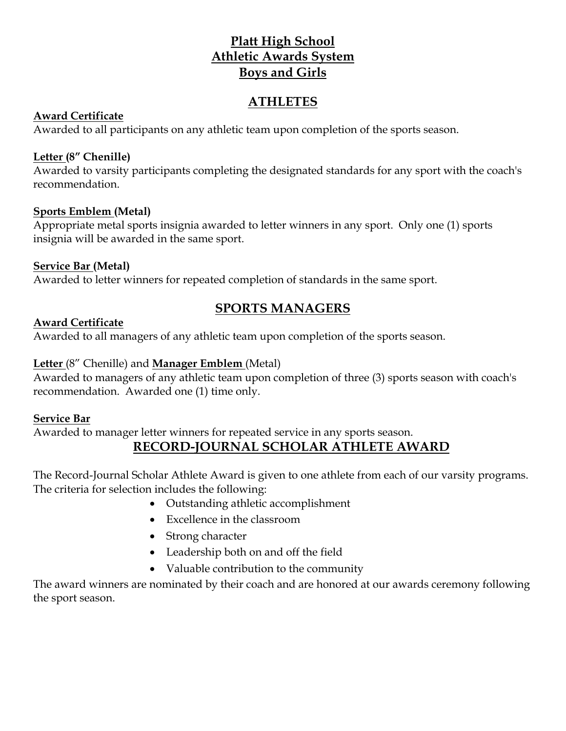# Platt High School
# Athletic Awards System
# Boys and Girls

## ATHLETES

**Award Certificate**
Awarded to all participants on any athletic team upon completion of the sports season.

**Letter (8″ Chenille)**
Awarded to varsity participants completing the designated standards for any sport with the coach's recommendation.

**Sports Emblem (Metal)**
Appropriate metal sports insignia awarded to letter winners in any sport. Only one (1) sports insignia will be awarded in the same sport.

**Service Bar (Metal)**
Awarded to letter winners for repeated completion of standards in the same sport.

## SPORTS MANAGERS

**Award Certificate**
Awarded to all managers of any athletic team upon completion of the sports season.

**Letter** (8″ Chenille) and **Manager Emblem** (Metal)
Awarded to managers of any athletic team upon completion of three (3) sports season with coach's recommendation. Awarded one (1) time only.

**Service Bar**
Awarded to manager letter winners for repeated service in any sports season.

## RECORD-JOURNAL SCHOLAR ATHLETE AWARD

The Record-Journal Scholar Athlete Award is given to one athlete from each of our varsity programs. The criteria for selection includes the following:

- Outstanding athletic accomplishment
- Excellence in the classroom
- Strong character
- Leadership both on and off the field
- Valuable contribution to the community

The award winners are nominated by their coach and are honored at our awards ceremony following the sport season.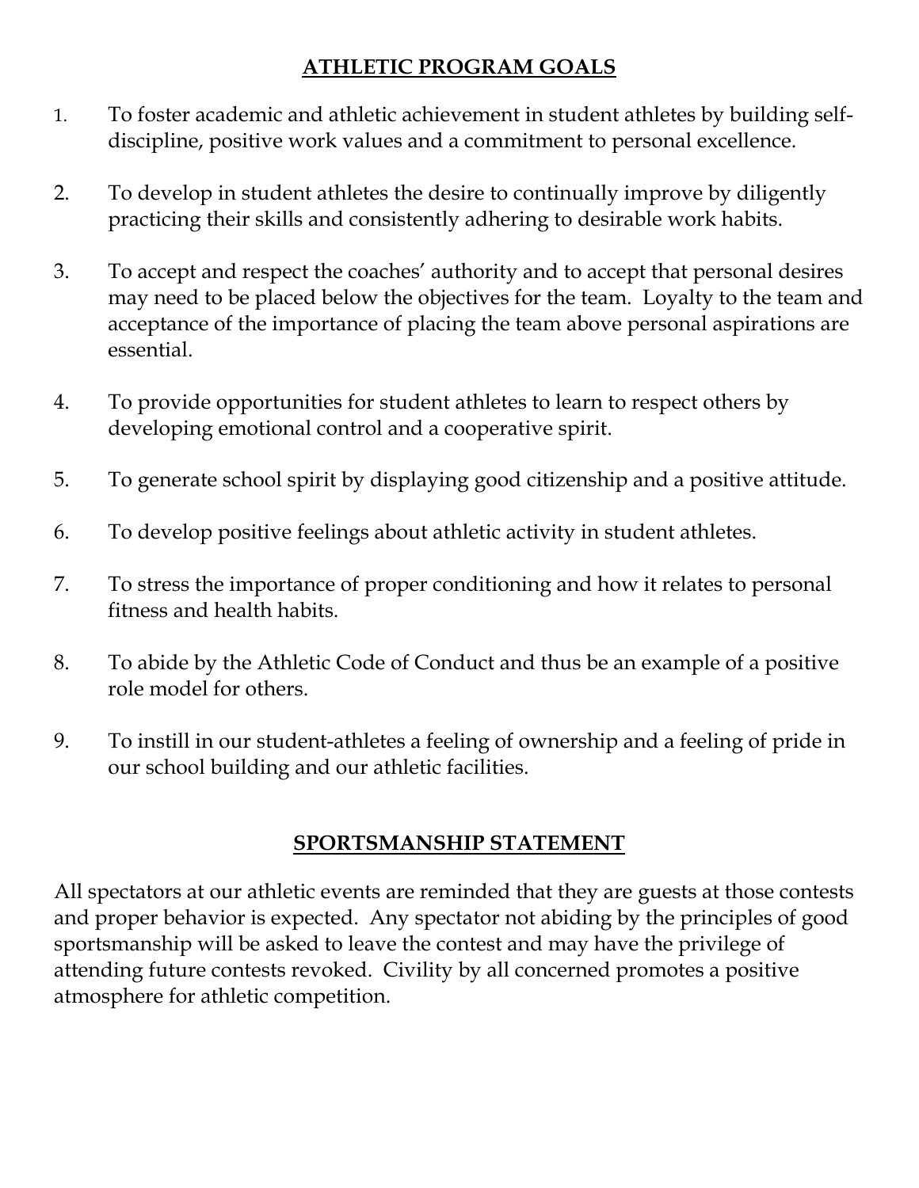## ATHLETIC PROGRAM GOALS

1. To foster academic and athletic achievement in student athletes by building self-discipline, positive work values and a commitment to personal excellence.
2. To develop in student athletes the desire to continually improve by diligently practicing their skills and consistently adhering to desirable work habits.
3. To accept and respect the coaches' authority and to accept that personal desires may need to be placed below the objectives for the team. Loyalty to the team and acceptance of the importance of placing the team above personal aspirations are essential.
4. To provide opportunities for student athletes to learn to respect others by developing emotional control and a cooperative spirit.
5. To generate school spirit by displaying good citizenship and a positive attitude.
6. To develop positive feelings about athletic activity in student athletes.
7. To stress the importance of proper conditioning and how it relates to personal fitness and health habits.
8. To abide by the Athletic Code of Conduct and thus be an example of a positive role model for others.
9. To instill in our student-athletes a feeling of ownership and a feeling of pride in our school building and our athletic facilities.

## SPORTSMANSHIP STATEMENT

All spectators at our athletic events are reminded that they are guests at those contests and proper behavior is expected. Any spectator not abiding by the principles of good sportsmanship will be asked to leave the contest and may have the privilege of attending future contests revoked. Civility by all concerned promotes a positive atmosphere for athletic competition.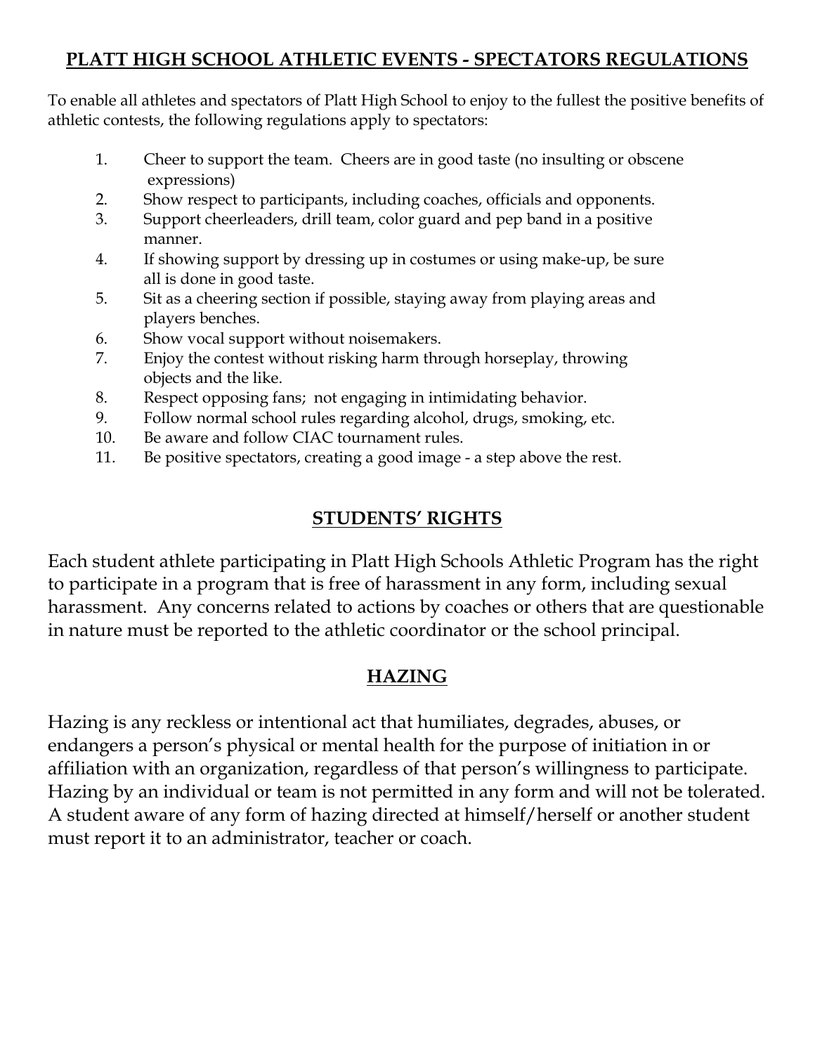## PLATT HIGH SCHOOL ATHLETIC EVENTS - SPECTATORS REGULATIONS

To enable all athletes and spectators of Platt High School to enjoy to the fullest the positive benefits of athletic contests, the following regulations apply to spectators:

1. Cheer to support the team. Cheers are in good taste (no insulting or obscene expressions)
2. Show respect to participants, including coaches, officials and opponents.
3. Support cheerleaders, drill team, color guard and pep band in a positive manner.
4. If showing support by dressing up in costumes or using make-up, be sure all is done in good taste.
5. Sit as a cheering section if possible, staying away from playing areas and players benches.
6. Show vocal support without noisemakers.
7. Enjoy the contest without risking harm through horseplay, throwing objects and the like.
8. Respect opposing fans; not engaging in intimidating behavior.
9. Follow normal school rules regarding alcohol, drugs, smoking, etc.
10. Be aware and follow CIAC tournament rules.
11. Be positive spectators, creating a good image - a step above the rest.

## STUDENTS' RIGHTS

Each student athlete participating in Platt High Schools Athletic Program has the right to participate in a program that is free of harassment in any form, including sexual harassment. Any concerns related to actions by coaches or others that are questionable in nature must be reported to the athletic coordinator or the school principal.

## HAZING

Hazing is any reckless or intentional act that humiliates, degrades, abuses, or endangers a person's physical or mental health for the purpose of initiation in or affiliation with an organization, regardless of that person's willingness to participate. Hazing by an individual or team is not permitted in any form and will not be tolerated. A student aware of any form of hazing directed at himself/herself or another student must report it to an administrator, teacher or coach.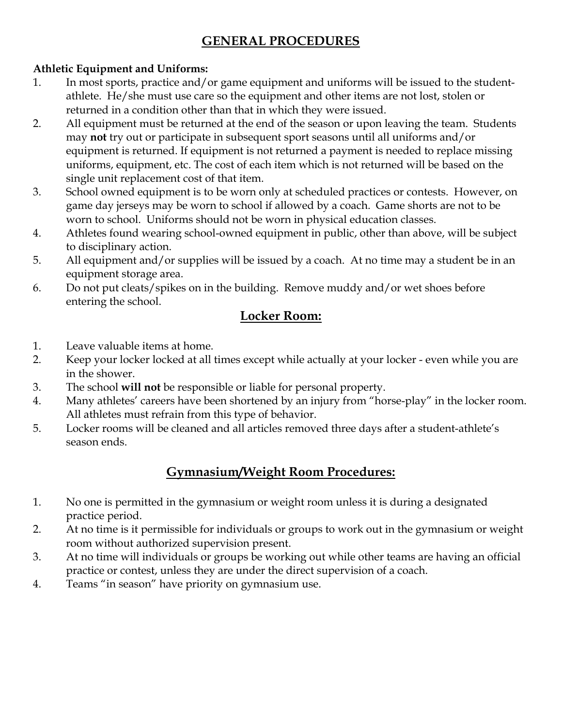# GENERAL PROCEDURES

**Athletic Equipment and Uniforms:**

1. In most sports, practice and/or game equipment and uniforms will be issued to the student-athlete. He/she must use care so the equipment and other items are not lost, stolen or returned in a condition other than that in which they were issued.
2. All equipment must be returned at the end of the season or upon leaving the team. Students may **not** try out or participate in subsequent sport seasons until all uniforms and/or equipment is returned. If equipment is not returned a payment is needed to replace missing uniforms, equipment, etc. The cost of each item which is not returned will be based on the single unit replacement cost of that item.
3. School owned equipment is to be worn only at scheduled practices or contests. However, on game day jerseys may be worn to school if allowed by a coach. Game shorts are not to be worn to school. Uniforms should not be worn in physical education classes.
4. Athletes found wearing school-owned equipment in public, other than above, will be subject to disciplinary action.
5. All equipment and/or supplies will be issued by a coach. At no time may a student be in an equipment storage area.
6. Do not put cleats/spikes on in the building. Remove muddy and/or wet shoes before entering the school.

## Locker Room:

1. Leave valuable items at home.
2. Keep your locker locked at all times except while actually at your locker - even while you are in the shower.
3. The school **will not** be responsible or liable for personal property.
4. Many athletes' careers have been shortened by an injury from "horse-play" in the locker room. All athletes must refrain from this type of behavior.
5. Locker rooms will be cleaned and all articles removed three days after a student-athlete's season ends.

## Gymnasium/Weight Room Procedures:

1. No one is permitted in the gymnasium or weight room unless it is during a designated practice period.
2. At no time is it permissible for individuals or groups to work out in the gymnasium or weight room without authorized supervision present.
3. At no time will individuals or groups be working out while other teams are having an official practice or contest, unless they are under the direct supervision of a coach.
4. Teams "in season" have priority on gymnasium use.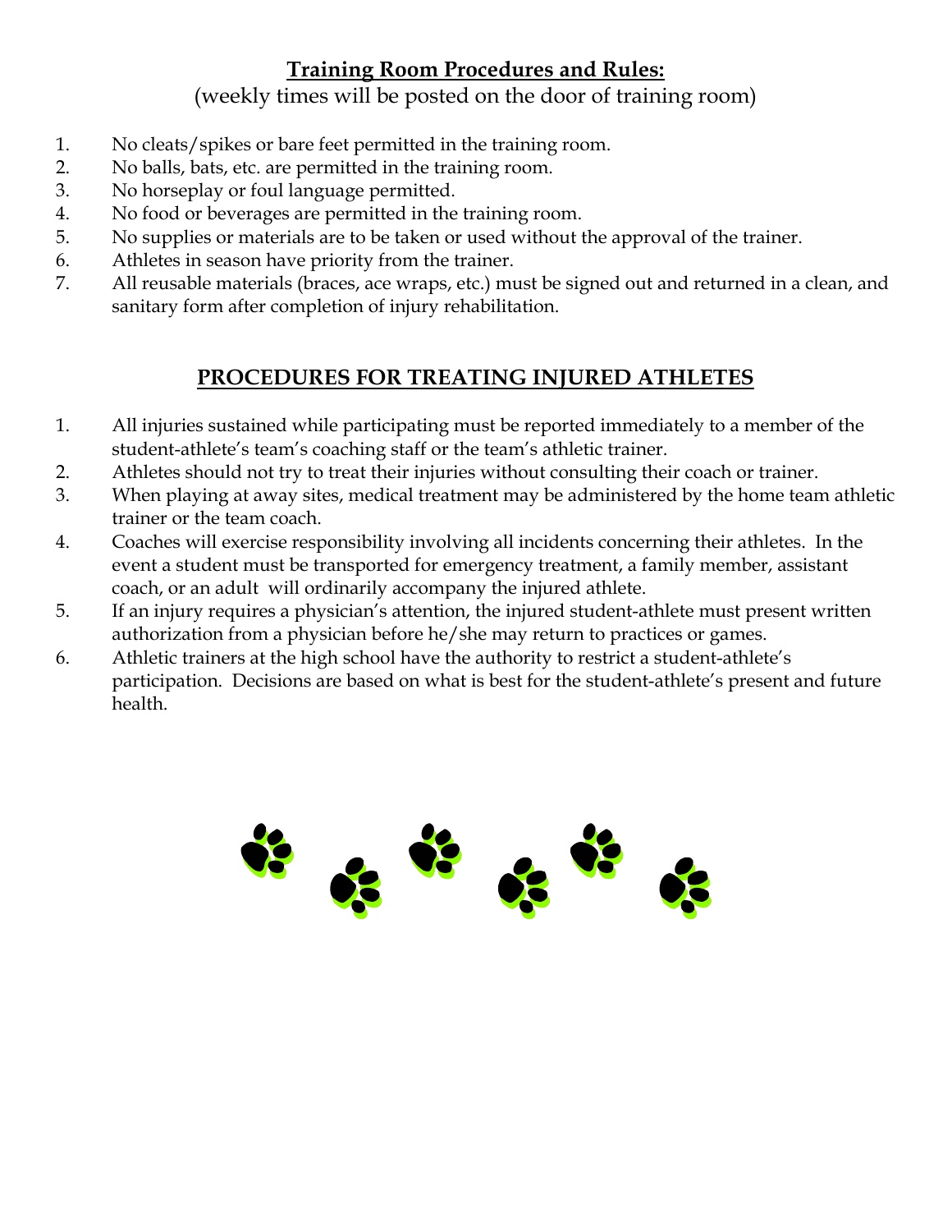## Training Room Procedures and Rules:

(weekly times will be posted on the door of training room)

1. No cleats/spikes or bare feet permitted in the training room.
2. No balls, bats, etc. are permitted in the training room.
3. No horseplay or foul language permitted.
4. No food or beverages are permitted in the training room.
5. No supplies or materials are to be taken or used without the approval of the trainer.
6. Athletes in season have priority from the trainer.
7. All reusable materials (braces, ace wraps, etc.) must be signed out and returned in a clean, and sanitary form after completion of injury rehabilitation.

## PROCEDURES FOR TREATING INJURED ATHLETES

1. All injuries sustained while participating must be reported immediately to a member of the student-athlete's team's coaching staff or the team's athletic trainer.
2. Athletes should not try to treat their injuries without consulting their coach or trainer.
3. When playing at away sites, medical treatment may be administered by the home team athletic trainer or the team coach.
4. Coaches will exercise responsibility involving all incidents concerning their athletes. In the event a student must be transported for emergency treatment, a family member, assistant coach, or an adult will ordinarily accompany the injured athlete.
5. If an injury requires a physician's attention, the injured student-athlete must present written authorization from a physician before he/she may return to practices or games.
6. Athletic trainers at the high school have the authority to restrict a student-athlete's participation. Decisions are based on what is best for the student-athlete's present and future health.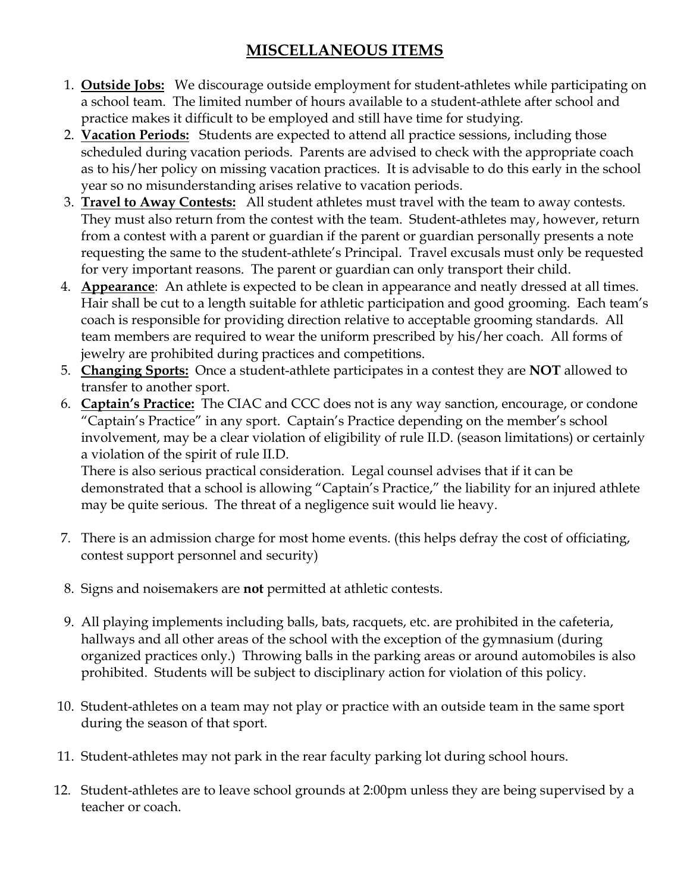## MISCELLANEOUS ITEMS

1. **Outside Jobs:** We discourage outside employment for student-athletes while participating on a school team. The limited number of hours available to a student-athlete after school and practice makes it difficult to be employed and still have time for studying.
2. **Vacation Periods:** Students are expected to attend all practice sessions, including those scheduled during vacation periods. Parents are advised to check with the appropriate coach as to his/her policy on missing vacation practices. It is advisable to do this early in the school year so no misunderstanding arises relative to vacation periods.
3. **Travel to Away Contests:** All student athletes must travel with the team to away contests. They must also return from the contest with the team. Student-athletes may, however, return from a contest with a parent or guardian if the parent or guardian personally presents a note requesting the same to the student-athlete's Principal. Travel excusals must only be requested for very important reasons. The parent or guardian can only transport their child.
4. **Appearance**: An athlete is expected to be clean in appearance and neatly dressed at all times. Hair shall be cut to a length suitable for athletic participation and good grooming. Each team's coach is responsible for providing direction relative to acceptable grooming standards. All team members are required to wear the uniform prescribed by his/her coach. All forms of jewelry are prohibited during practices and competitions.
5. **Changing Sports:** Once a student-athlete participates in a contest they are **NOT** allowed to transfer to another sport.
6. **Captain's Practice:** The CIAC and CCC does not is any way sanction, encourage, or condone "Captain's Practice" in any sport. Captain's Practice depending on the member's school involvement, may be a clear violation of eligibility of rule II.D. (season limitations) or certainly a violation of the spirit of rule II.D.

   There is also serious practical consideration. Legal counsel advises that if it can be demonstrated that a school is allowing "Captain's Practice," the liability for an injured athlete may be quite serious. The threat of a negligence suit would lie heavy.

7. There is an admission charge for most home events. (this helps defray the cost of officiating, contest support personnel and security)

8. Signs and noisemakers are **not** permitted at athletic contests.

9. All playing implements including balls, bats, racquets, etc. are prohibited in the cafeteria, hallways and all other areas of the school with the exception of the gymnasium (during organized practices only.) Throwing balls in the parking areas or around automobiles is also prohibited. Students will be subject to disciplinary action for violation of this policy.

10. Student-athletes on a team may not play or practice with an outside team in the same sport during the season of that sport.

11. Student-athletes may not park in the rear faculty parking lot during school hours.

12. Student-athletes are to leave school grounds at 2:00pm unless they are being supervised by a teacher or coach.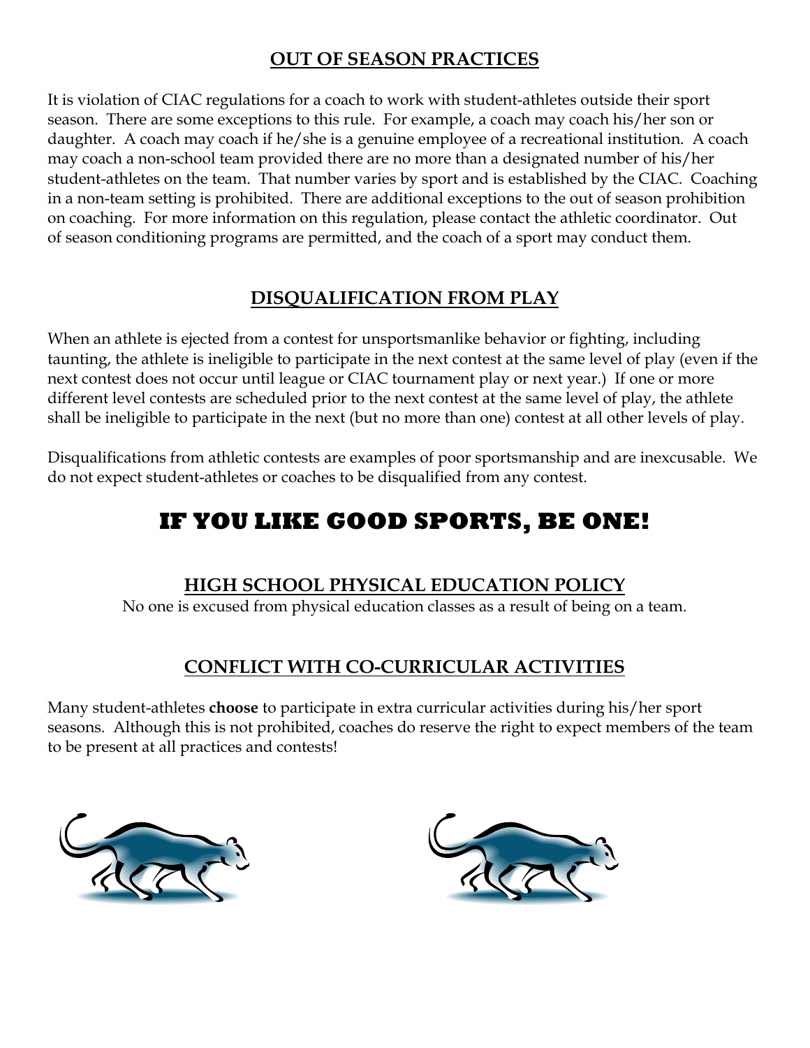## OUT OF SEASON PRACTICES

It is violation of CIAC regulations for a coach to work with student-athletes outside their sport season. There are some exceptions to this rule. For example, a coach may coach his/her son or daughter. A coach may coach if he/she is a genuine employee of a recreational institution. A coach may coach a non-school team provided there are no more than a designated number of his/her student-athletes on the team. That number varies by sport and is established by the CIAC. Coaching in a non-team setting is prohibited. There are additional exceptions to the out of season prohibition on coaching. For more information on this regulation, please contact the athletic coordinator. Out of season conditioning programs are permitted, and the coach of a sport may conduct them.

## DISQUALIFICATION FROM PLAY

When an athlete is ejected from a contest for unsportsmanlike behavior or fighting, including taunting, the athlete is ineligible to participate in the next contest at the same level of play (even if the next contest does not occur until league or CIAC tournament play or next year.) If one or more different level contests are scheduled prior to the next contest at the same level of play, the athlete shall be ineligible to participate in the next (but no more than one) contest at all other levels of play.

Disqualifications from athletic contests are examples of poor sportsmanship and are inexcusable. We do not expect student-athletes or coaches to be disqualified from any contest.

# IF YOU LIKE GOOD SPORTS, BE ONE!

## HIGH SCHOOL PHYSICAL EDUCATION POLICY

No one is excused from physical education classes as a result of being on a team.

## CONFLICT WITH CO-CURRICULAR ACTIVITIES

Many student-athletes **choose** to participate in extra curricular activities during his/her sport seasons. Although this is not prohibited, coaches do reserve the right to expect members of the team to be present at all practices and contests!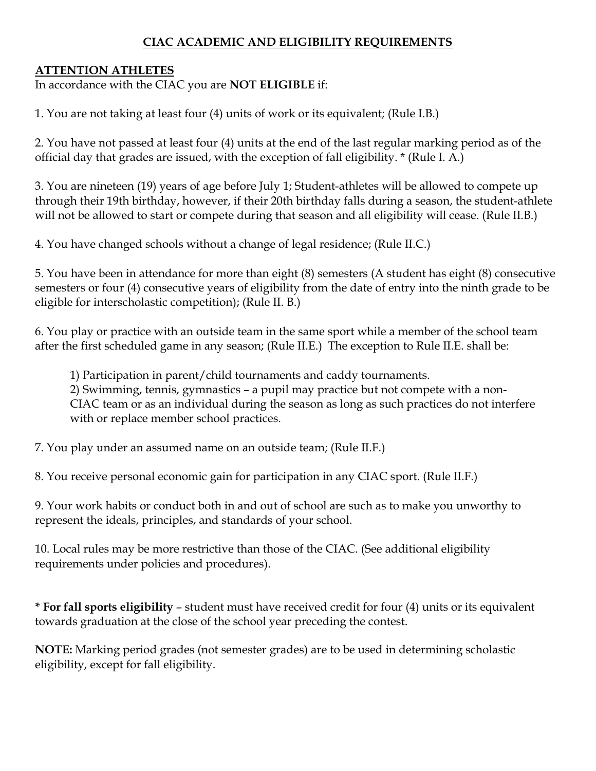# CIAC ACADEMIC AND ELIGIBILITY REQUIREMENTS

## ATTENTION ATHLETES

In accordance with the CIAC you are **NOT ELIGIBLE** if:

1. You are not taking at least four (4) units of work or its equivalent; (Rule I.B.)

2. You have not passed at least four (4) units at the end of the last regular marking period as of the official day that grades are issued, with the exception of fall eligibility. * (Rule I. A.)

3. You are nineteen (19) years of age before July 1; Student-athletes will be allowed to compete up through their 19th birthday, however, if their 20th birthday falls during a season, the student-athlete will not be allowed to start or compete during that season and all eligibility will cease. (Rule II.B.)

4. You have changed schools without a change of legal residence; (Rule II.C.)

5. You have been in attendance for more than eight (8) semesters (A student has eight (8) consecutive semesters or four (4) consecutive years of eligibility from the date of entry into the ninth grade to be eligible for interscholastic competition); (Rule II. B.)

6. You play or practice with an outside team in the same sport while a member of the school team after the first scheduled game in any season; (Rule II.E.) The exception to Rule II.E. shall be:

    1) Participation in parent/child tournaments and caddy tournaments.
    2) Swimming, tennis, gymnastics – a pupil may practice but not compete with a non-CIAC team or as an individual during the season as long as such practices do not interfere with or replace member school practices.

7. You play under an assumed name on an outside team; (Rule II.F.)

8. You receive personal economic gain for participation in any CIAC sport. (Rule II.F.)

9. Your work habits or conduct both in and out of school are such as to make you unworthy to represent the ideals, principles, and standards of your school.

10. Local rules may be more restrictive than those of the CIAC. (See additional eligibility requirements under policies and procedures).

**\* For fall sports eligibility** – student must have received credit for four (4) units or its equivalent towards graduation at the close of the school year preceding the contest.

**NOTE:** Marking period grades (not semester grades) are to be used in determining scholastic eligibility, except for fall eligibility.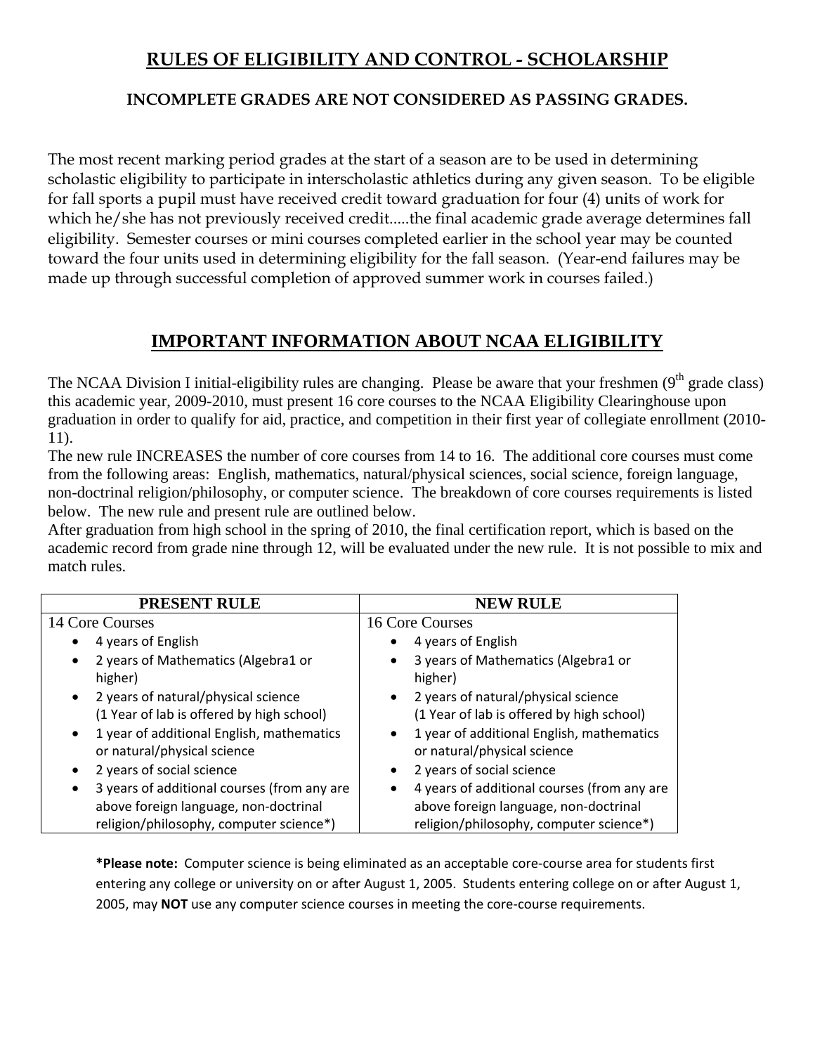# RULES OF ELIGIBILITY AND CONTROL - SCHOLARSHIP

### INCOMPLETE GRADES ARE NOT CONSIDERED AS PASSING GRADES.

The most recent marking period grades at the start of a season are to be used in determining scholastic eligibility to participate in interscholastic athletics during any given season. To be eligible for fall sports a pupil must have received credit toward graduation for four (4) units of work for which he/she has not previously received credit.....the final academic grade average determines fall eligibility. Semester courses or mini courses completed earlier in the school year may be counted toward the four units used in determining eligibility for the fall season. (Year-end failures may be made up through successful completion of approved summer work in courses failed.)

# IMPORTANT INFORMATION ABOUT NCAA ELIGIBILITY

The NCAA Division I initial-eligibility rules are changing. Please be aware that your freshmen (9th grade class) this academic year, 2009-2010, must present 16 core courses to the NCAA Eligibility Clearinghouse upon graduation in order to qualify for aid, practice, and competition in their first year of collegiate enrollment (2010-11).

The new rule INCREASES the number of core courses from 14 to 16. The additional core courses must come from the following areas: English, mathematics, natural/physical sciences, social science, foreign language, non-doctrinal religion/philosophy, or computer science. The breakdown of core courses requirements is listed below. The new rule and present rule are outlined below.

After graduation from high school in the spring of 2010, the final certification report, which is based on the academic record from grade nine through 12, will be evaluated under the new rule. It is not possible to mix and match rules.

| PRESENT RULE | NEW RULE |
|---|---|
| 14 Core Courses | 16 Core Courses |
| • 4 years of English | • 4 years of English |
| • 2 years of Mathematics (Algebra1 or higher) | • 3 years of Mathematics (Algebra1 or higher) |
| • 2 years of natural/physical science (1 Year of lab is offered by high school) | • 2 years of natural/physical science (1 Year of lab is offered by high school) |
| • 1 year of additional English, mathematics or natural/physical science | • 1 year of additional English, mathematics or natural/physical science |
| • 2 years of social science | • 2 years of social science |
| • 3 years of additional courses (from any are above foreign language, non-doctrinal religion/philosophy, computer science*) | • 4 years of additional courses (from any are above foreign language, non-doctrinal religion/philosophy, computer science*) |

***Please note:** Computer science is being eliminated as an acceptable core-course area for students first entering any college or university on or after August 1, 2005. Students entering college on or after August 1, 2005, may **NOT** use any computer science courses in meeting the core-course requirements.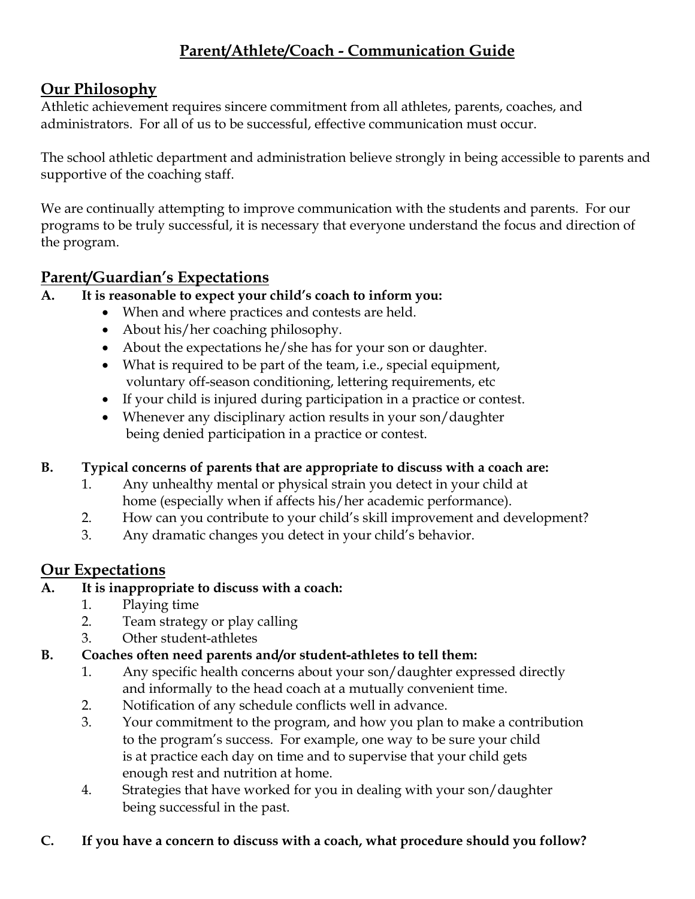# Parent/Athlete/Coach - Communication Guide

## Our Philosophy

Athletic achievement requires sincere commitment from all athletes, parents, coaches, and administrators. For all of us to be successful, effective communication must occur.

The school athletic department and administration believe strongly in being accessible to parents and supportive of the coaching staff.

We are continually attempting to improve communication with the students and parents. For our programs to be truly successful, it is necessary that everyone understand the focus and direction of the program.

## Parent/Guardian's Expectations

**A. It is reasonable to expect your child's coach to inform you:**

- When and where practices and contests are held.
- About his/her coaching philosophy.
- About the expectations he/she has for your son or daughter.
- What is required to be part of the team, i.e., special equipment, voluntary off-season conditioning, lettering requirements, etc
- If your child is injured during participation in a practice or contest.
- Whenever any disciplinary action results in your son/daughter being denied participation in a practice or contest.

**B. Typical concerns of parents that are appropriate to discuss with a coach are:**

1. Any unhealthy mental or physical strain you detect in your child at home (especially when if affects his/her academic performance).
2. How can you contribute to your child's skill improvement and development?
3. Any dramatic changes you detect in your child's behavior.

## Our Expectations

**A. It is inappropriate to discuss with a coach:**

1. Playing time
2. Team strategy or play calling
3. Other student-athletes

**B. Coaches often need parents and/or student-athletes to tell them:**

1. Any specific health concerns about your son/daughter expressed directly and informally to the head coach at a mutually convenient time.
2. Notification of any schedule conflicts well in advance.
3. Your commitment to the program, and how you plan to make a contribution to the program's success. For example, one way to be sure your child is at practice each day on time and to supervise that your child gets enough rest and nutrition at home.
4. Strategies that have worked for you in dealing with your son/daughter being successful in the past.

**C. If you have a concern to discuss with a coach, what procedure should you follow?**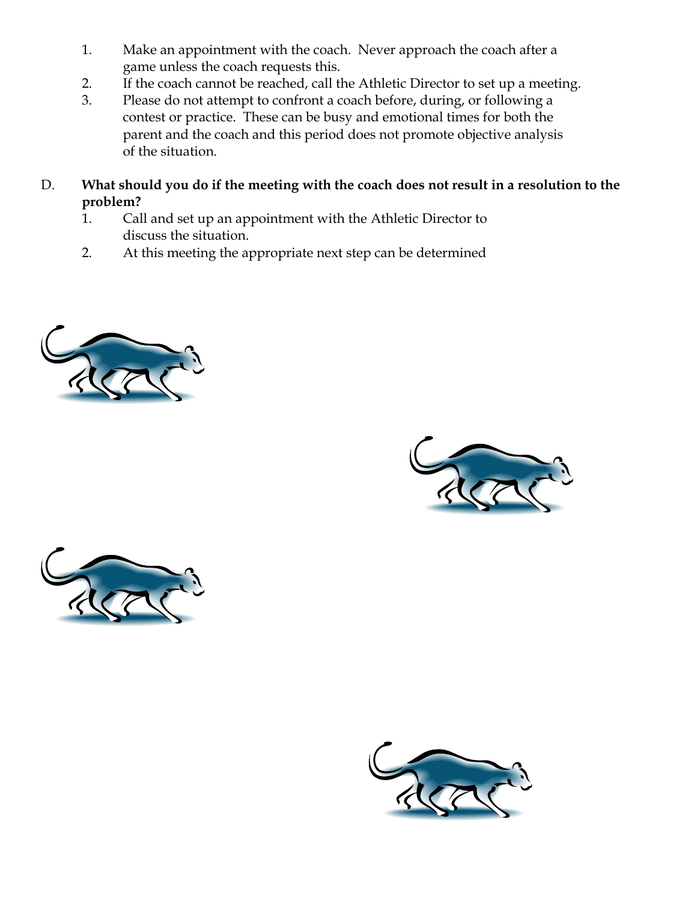1. Make an appointment with the coach. Never approach the coach after a game unless the coach requests this.
2. If the coach cannot be reached, call the Athletic Director to set up a meeting.
3. Please do not attempt to confront a coach before, during, or following a contest or practice. These can be busy and emotional times for both the parent and the coach and this period does not promote objective analysis of the situation.

D. **What should you do if the meeting with the coach does not result in a resolution to the problem?**

1. Call and set up an appointment with the Athletic Director to discuss the situation.
2. At this meeting the appropriate next step can be determined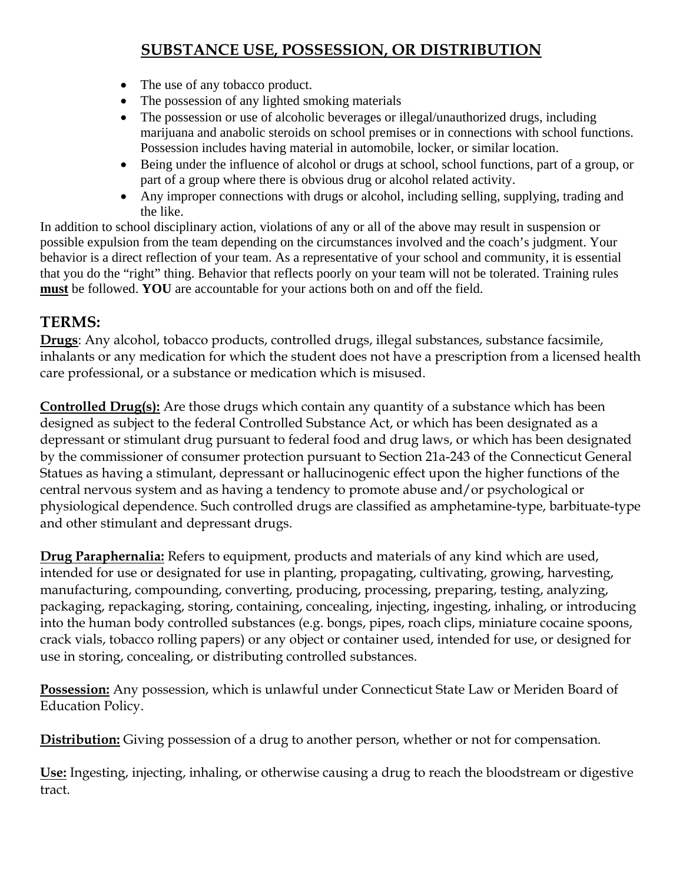# SUBSTANCE USE, POSSESSION, OR DISTRIBUTION

- The use of any tobacco product.
- The possession of any lighted smoking materials
- The possession or use of alcoholic beverages or illegal/unauthorized drugs, including marijuana and anabolic steroids on school premises or in connections with school functions. Possession includes having material in automobile, locker, or similar location.
- Being under the influence of alcohol or drugs at school, school functions, part of a group, or part of a group where there is obvious drug or alcohol related activity.
- Any improper connections with drugs or alcohol, including selling, supplying, trading and the like.

In addition to school disciplinary action, violations of any or all of the above may result in suspension or possible expulsion from the team depending on the circumstances involved and the coach's judgment. Your behavior is a direct reflection of your team. As a representative of your school and community, it is essential that you do the "right" thing. Behavior that reflects poorly on your team will not be tolerated. Training rules **must** be followed. **YOU** are accountable for your actions both on and off the field.

## TERMS:

**Drugs**: Any alcohol, tobacco products, controlled drugs, illegal substances, substance facsimile, inhalants or any medication for which the student does not have a prescription from a licensed health care professional, or a substance or medication which is misused.

**Controlled Drug(s):** Are those drugs which contain any quantity of a substance which has been designed as subject to the federal Controlled Substance Act, or which has been designated as a depressant or stimulant drug pursuant to federal food and drug laws, or which has been designated by the commissioner of consumer protection pursuant to Section 21a-243 of the Connecticut General Statues as having a stimulant, depressant or hallucinogenic effect upon the higher functions of the central nervous system and as having a tendency to promote abuse and/or psychological or physiological dependence. Such controlled drugs are classified as amphetamine-type, barbituate-type and other stimulant and depressant drugs.

**Drug Paraphernalia:** Refers to equipment, products and materials of any kind which are used, intended for use or designated for use in planting, propagating, cultivating, growing, harvesting, manufacturing, compounding, converting, producing, processing, preparing, testing, analyzing, packaging, repackaging, storing, containing, concealing, injecting, ingesting, inhaling, or introducing into the human body controlled substances (e.g. bongs, pipes, roach clips, miniature cocaine spoons, crack vials, tobacco rolling papers) or any object or container used, intended for use, or designed for use in storing, concealing, or distributing controlled substances.

**Possession:** Any possession, which is unlawful under Connecticut State Law or Meriden Board of Education Policy.

**Distribution:** Giving possession of a drug to another person, whether or not for compensation.

**Use:** Ingesting, injecting, inhaling, or otherwise causing a drug to reach the bloodstream or digestive tract.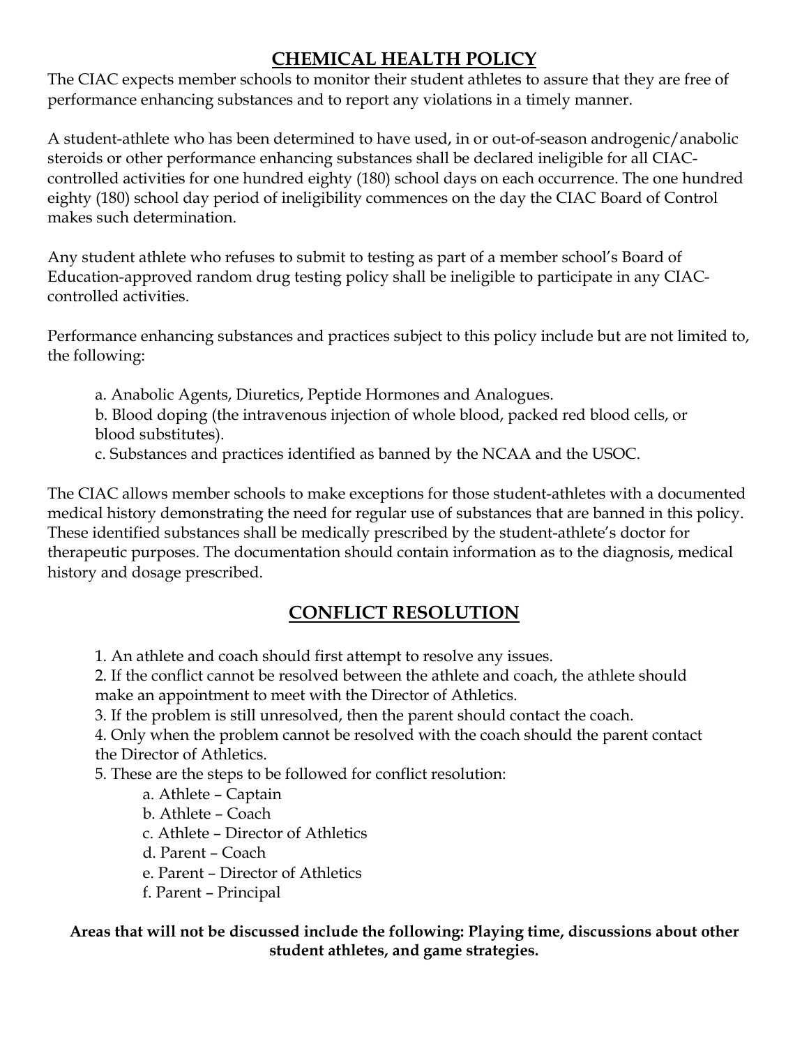## CHEMICAL HEALTH POLICY

The CIAC expects member schools to monitor their student athletes to assure that they are free of performance enhancing substances and to report any violations in a timely manner.

A student-athlete who has been determined to have used, in or out-of-season androgenic/anabolic steroids or other performance enhancing substances shall be declared ineligible for all CIAC-controlled activities for one hundred eighty (180) school days on each occurrence. The one hundred eighty (180) school day period of ineligibility commences on the day the CIAC Board of Control makes such determination.

Any student athlete who refuses to submit to testing as part of a member school's Board of Education-approved random drug testing policy shall be ineligible to participate in any CIAC-controlled activities.

Performance enhancing substances and practices subject to this policy include but are not limited to, the following:

a. Anabolic Agents, Diuretics, Peptide Hormones and Analogues.
b. Blood doping (the intravenous injection of whole blood, packed red blood cells, or blood substitutes).
c. Substances and practices identified as banned by the NCAA and the USOC.

The CIAC allows member schools to make exceptions for those student-athletes with a documented medical history demonstrating the need for regular use of substances that are banned in this policy. These identified substances shall be medically prescribed by the student-athlete's doctor for therapeutic purposes. The documentation should contain information as to the diagnosis, medical history and dosage prescribed.

## CONFLICT RESOLUTION

1. An athlete and coach should first attempt to resolve any issues.
2. If the conflict cannot be resolved between the athlete and coach, the athlete should make an appointment to meet with the Director of Athletics.
3. If the problem is still unresolved, then the parent should contact the coach.
4. Only when the problem cannot be resolved with the coach should the parent contact the Director of Athletics.
5. These are the steps to be followed for conflict resolution:
    a. Athlete – Captain
    b. Athlete – Coach
    c. Athlete – Director of Athletics
    d. Parent – Coach
    e. Parent – Director of Athletics
    f. Parent – Principal

**Areas that will not be discussed include the following: Playing time, discussions about other student athletes, and game strategies.**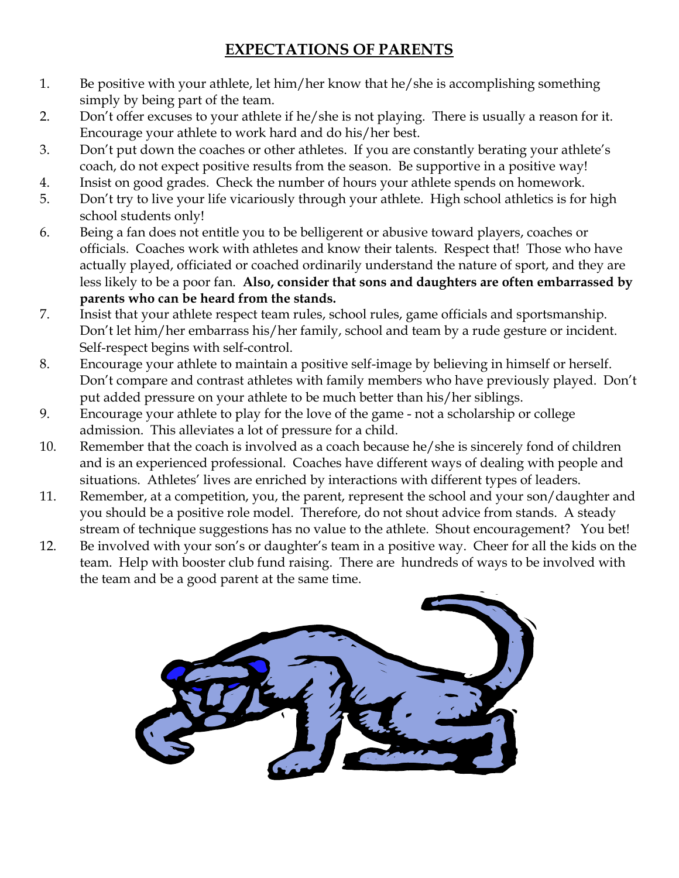# EXPECTATIONS OF PARENTS

1. Be positive with your athlete, let him/her know that he/she is accomplishing something simply by being part of the team.
2. Don't offer excuses to your athlete if he/she is not playing. There is usually a reason for it. Encourage your athlete to work hard and do his/her best.
3. Don't put down the coaches or other athletes. If you are constantly berating your athlete's coach, do not expect positive results from the season. Be supportive in a positive way!
4. Insist on good grades. Check the number of hours your athlete spends on homework.
5. Don't try to live your life vicariously through your athlete. High school athletics is for high school students only!
6. Being a fan does not entitle you to be belligerent or abusive toward players, coaches or officials. Coaches work with athletes and know their talents. Respect that! Those who have actually played, officiated or coached ordinarily understand the nature of sport, and they are less likely to be a poor fan. **Also, consider that sons and daughters are often embarrassed by parents who can be heard from the stands.**
7. Insist that your athlete respect team rules, school rules, game officials and sportsmanship. Don't let him/her embarrass his/her family, school and team by a rude gesture or incident. Self-respect begins with self-control.
8. Encourage your athlete to maintain a positive self-image by believing in himself or herself. Don't compare and contrast athletes with family members who have previously played. Don't put added pressure on your athlete to be much better than his/her siblings.
9. Encourage your athlete to play for the love of the game - not a scholarship or college admission. This alleviates a lot of pressure for a child.
10. Remember that the coach is involved as a coach because he/she is sincerely fond of children and is an experienced professional. Coaches have different ways of dealing with people and situations. Athletes' lives are enriched by interactions with different types of leaders.
11. Remember, at a competition, you, the parent, represent the school and your son/daughter and you should be a positive role model. Therefore, do not shout advice from stands. A steady stream of technique suggestions has no value to the athlete. Shout encouragement? You bet!
12. Be involved with your son's or daughter's team in a positive way. Cheer for all the kids on the team. Help with booster club fund raising. There are hundreds of ways to be involved with the team and be a good parent at the same time.